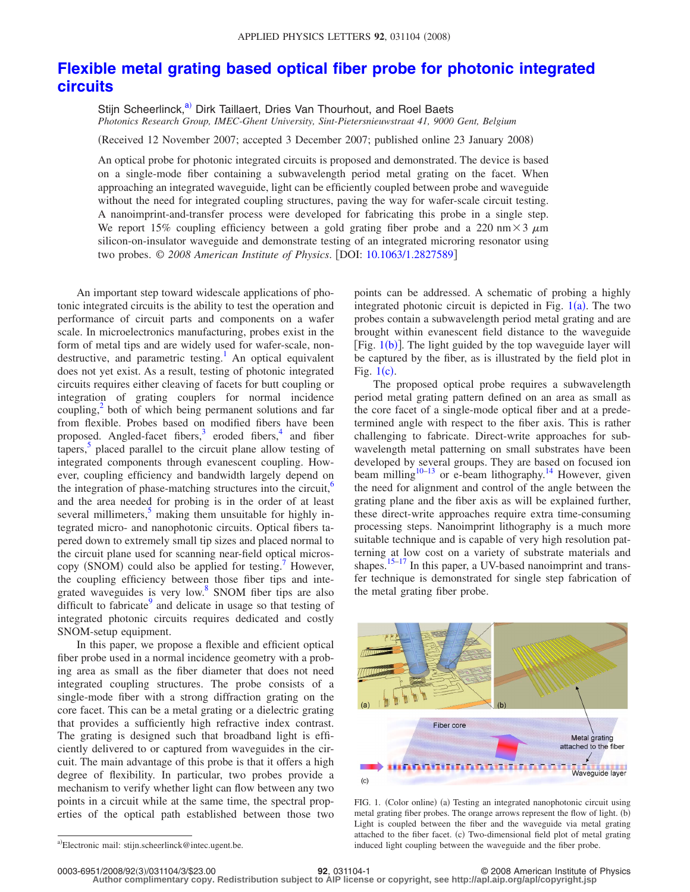# Flexible metal grating based optical fiber probe for photonic integrated circuits

Stijn Scheerlinck,[a] Dirk Taillaert, Dries Van Thourhout, and Roel Baets

*Photonics Research Group, IMEC-Ghent University, Sint-Pietersnieuwstraat 41, 9000 Gent, Belgium*

(Received 12 November 2007; accepted 3 December 2007; published online 23 January 2008)

An optical probe for photonic integrated circuits is proposed and demonstrated. The device is based on a single-mode fiber containing a subwavelength period metal grating on the facet. When approaching an integrated waveguide, light can be efficiently coupled between probe and waveguide without the need for integrated coupling structures, paving the way for wafer-scale circuit testing. A nanoimprint-and-transfer process were developed for fabricating this probe in a single step. We report 15% coupling efficiency between a gold grating fiber probe and a 220 nm$\times$3 $\mu$m silicon-on-insulator waveguide and demonstrate testing of an integrated microring resonator using two probes. © *2008 American Institute of Physics*. [DOI: 10.1063/1.2827589]

An important step toward widescale applications of photonic integrated circuits is the ability to test the operation and performance of circuit parts and components on a wafer scale. In microelectronics manufacturing, probes exist in the form of metal tips and are widely used for wafer-scale, nondestructive, and parametric testing.[1] An optical equivalent does not yet exist. As a result, testing of photonic integrated circuits requires either cleaving of facets for butt coupling or integration of grating couplers for normal incidence coupling,[2] both of which being permanent solutions and far from flexible. Probes based on modified fibers have been proposed. Angled-facet fibers,[3] eroded fibers,[4] and fiber tapers,[5] placed parallel to the circuit plane allow testing of integrated components through evanescent coupling. However, coupling efficiency and bandwidth largely depend on the integration of phase-matching structures into the circuit,[6] and the area needed for probing is in the order of at least several millimeters,[5] making them unsuitable for highly integrated micro- and nanophotonic circuits. Optical fibers tapered down to extremely small tip sizes and placed normal to the circuit plane used for scanning near-field optical microscopy (SNOM) could also be applied for testing.[7] However, the coupling efficiency between those fiber tips and integrated waveguides is very low.[8] SNOM fiber tips are also difficult to fabricate[9] and delicate in usage so that testing of integrated photonic circuits requires dedicated and costly SNOM-setup equipment.

In this paper, we propose a flexible and efficient optical fiber probe used in a normal incidence geometry with a probing area as small as the fiber diameter that does not need integrated coupling structures. The probe consists of a single-mode fiber with a strong diffraction grating on the core facet. This can be a metal grating or a dielectric grating that provides a sufficiently high refractive index contrast. The grating is designed such that broadband light is efficiently delivered to or captured from waveguides in the circuit. The main advantage of this probe is that it offers a high degree of flexibility. In particular, two probes provide a mechanism to verify whether light can flow between any two points in a circuit while at the same time, the spectral properties of the optical path established between those two points can be addressed. A schematic of probing a highly integrated photonic circuit is depicted in Fig. 1(a). The two probes contain a subwavelength period metal grating and are brought within evanescent field distance to the waveguide [Fig. 1(b)]. The light guided by the top waveguide layer will be captured by the fiber, as is illustrated by the field plot in Fig. 1(c).

The proposed optical probe requires a subwavelength period metal grating pattern defined on an area as small as the core facet of a single-mode optical fiber and at a predetermined angle with respect to the fiber axis. This is rather challenging to fabricate. Direct-write approaches for subwavelength metal patterning on small substrates have been developed by several groups. They are based on focused ion beam milling[10–13] or e-beam lithography.[14] However, given the need for alignment and control of the angle between the grating plane and the fiber axis as will be explained further, these direct-write approaches require extra time-consuming processing steps. Nanoimprint lithography is a much more suitable technique and is capable of very high resolution patterning at low cost on a variety of substrate materials and shapes.[15–17] In this paper, a UV-based nanoimprint and transfer technique is demonstrated for single step fabrication of the metal grating fiber probe.

(a)

(b)

Fiber core

Metal grating attached to the fiber

Waveguide layer

(c)

FIG. 1. (Color online) (a) Testing an integrated nanophotonic circuit using metal grating fiber probes. The orange arrows represent the flow of light. (b) Light is coupled between the fiber and the waveguide via metal grating attached to the fiber facet. (c) Two-dimensional field plot of metal grating induced light coupling between the waveguide and the fiber probe.

[a]Electronic mail: stijn.scheerlinck@intec.ugent.be.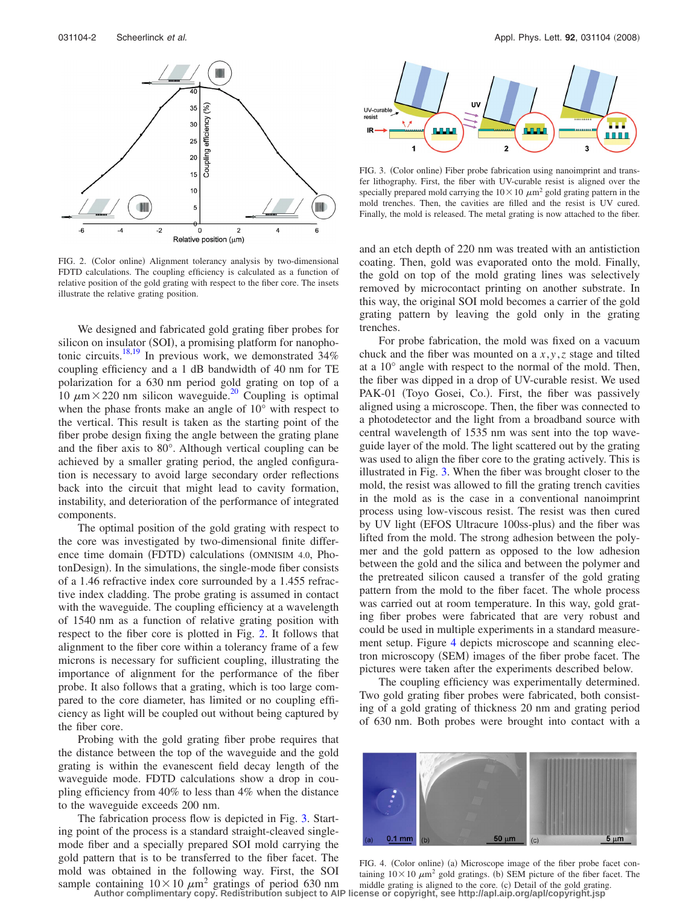FIG. 2. (Color online) Alignment tolerancy analysis by two-dimensional FDTD calculations. The coupling efficiency is calculated as a function of relative position of the gold grating with respect to the fiber core. The insets illustrate the relative grating position.

We designed and fabricated gold grating fiber probes for silicon on insulator (SOI), a promising platform for nanophotonic circuits.[18,19] In previous work, we demonstrated 34% coupling efficiency and a 1 dB bandwidth of 40 nm for TE polarization for a 630 nm period gold grating on top of a 10 $\mu$m $\times$ 220 nm silicon waveguide.[20] Coupling is optimal when the phase fronts make an angle of 10° with respect to the vertical. This result is taken as the starting point of the fiber probe design fixing the angle between the grating plane and the fiber axis to 80°. Although vertical coupling can be achieved by a smaller grating period, the angled configuration is necessary to avoid large secondary order reflections back into the circuit that might lead to cavity formation, instability, and deterioration of the performance of integrated components.

The optimal position of the gold grating with respect to the core was investigated by two-dimensional finite difference time domain (FDTD) calculations (OMNISIM 4.0, PhotonDesign). In the simulations, the single-mode fiber consists of a 1.46 refractive index core surrounded by a 1.455 refractive index cladding. The probe grating is assumed in contact with the waveguide. The coupling efficiency at a wavelength of 1540 nm as a function of relative grating position with respect to the fiber core is plotted in Fig. 2. It follows that alignment to the fiber core within a tolerancy frame of a few microns is necessary for sufficient coupling, illustrating the importance of alignment for the performance of the fiber probe. It also follows that a grating, which is too large compared to the core diameter, has limited or no coupling efficiency as light will be coupled out without being captured by the fiber core.

Probing with the gold grating fiber probe requires that the distance between the top of the waveguide and the gold grating is within the evanescent field decay length of the waveguide mode. FDTD calculations show a drop in coupling efficiency from 40% to less than 4% when the distance to the waveguide exceeds 200 nm.

The fabrication process flow is depicted in Fig. 3. Starting point of the process is a standard straight-cleaved single-mode fiber and a specially prepared SOI mold carrying the gold pattern that is to be transferred to the fiber facet. The mold was obtained in the following way. First, the SOI sample containing $10\times10$ $\mu$m$^2$ gratings of period 630 nm and an etch depth of 220 nm was treated with an antistiction coating. Then, gold was evaporated onto the mold. Finally, the gold on top of the mold grating lines was selectively removed by microcontact printing on another substrate. In this way, the original SOI mold becomes a carrier of the gold grating pattern by leaving the gold only in the grating trenches.

FIG. 3. (Color online) Fiber probe fabrication using nanoimprint and transfer lithography. First, the fiber with UV-curable resist is aligned over the specially prepared mold carrying the $10\times10$ $\mu$m$^2$ gold grating pattern in the mold trenches. Then, the cavities are filled and the resist is UV cured. Finally, the mold is released. The metal grating is now attached to the fiber.

For probe fabrication, the mold was fixed on a vacuum chuck and the fiber was mounted on a $x,y,z$ stage and tilted at a 10° angle with respect to the normal of the mold. Then, the fiber was dipped in a drop of UV-curable resist. We used PAK-01 (Toyo Gosei, Co.). First, the fiber was passively aligned using a microscope. Then, the fiber was connected to a photodetector and the light from a broadband source with central wavelength of 1535 nm was sent into the top waveguide layer of the mold. The light scattered out by the grating was used to align the fiber core to the grating actively. This is illustrated in Fig. 3. When the fiber was brought closer to the mold, the resist was allowed to fill the grating trench cavities in the mold as is the case in a conventional nanoimprint process using low-viscous resist. The resist was then cured by UV light (EFOS Ultracure 100ss-plus) and the fiber was lifted from the mold. The strong adhesion between the polymer and the gold pattern as opposed to the low adhesion between the gold and the silica and between the polymer and the pretreated silicon caused a transfer of the gold grating pattern from the mold to the fiber facet. The whole process was carried out at room temperature. In this way, gold grating fiber probes were fabricated that are very robust and could be used in multiple experiments in a standard measurement setup. Figure 4 depicts microscope and scanning electron microscopy (SEM) images of the fiber probe facet. The pictures were taken after the experiments described below.

The coupling efficiency was experimentally determined. Two gold grating fiber probes were fabricated, both consisting of a gold grating of thickness 20 nm and grating period of 630 nm. Both probes were brought into contact with a

FIG. 4. (Color online) (a) Microscope image of the fiber probe facet containing $10\times10$ $\mu$m$^2$ gold gratings. (b) SEM picture of the fiber facet. The middle grating is aligned to the core. (c) Detail of the gold grating.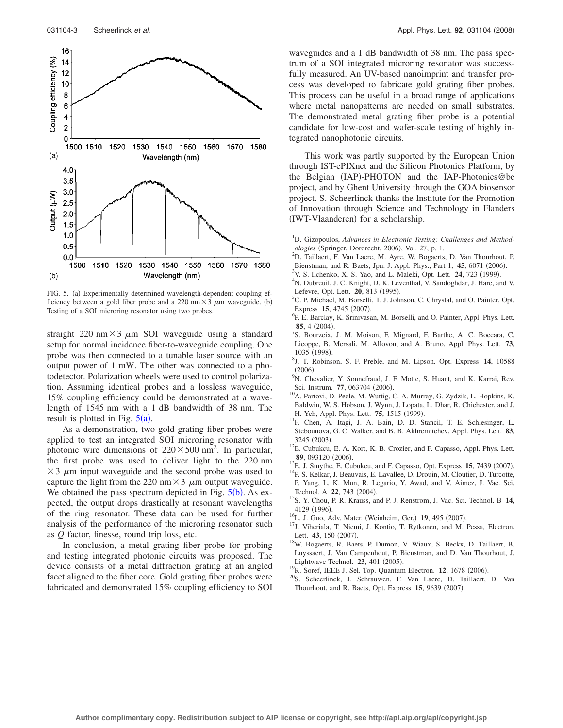(a)

Coupling efficiency (%)

16
14
12
10
8
6
4
2
0

1500 1510 1520 1530 1540 1550 1560 1570 1580

Wavelength (nm)

(b)

Output (μW)

4.0
3.5
3.0
2.5
2.0
1.5
1.0
0.5
0.0

1500 1510 1520 1530 1540 1550 1560 1570 1580

Wavelength (nm)

FIG. 5. (a) Experimentally determined wavelength-dependent coupling efficiency between a gold fiber probe and a 220 nm$\times$3 $\mu$m waveguide. (b) Testing of a SOI microring resonator using two probes.

straight 220 nm$\times$3 $\mu$m SOI waveguide using a standard setup for normal incidence fiber-to-waveguide coupling. One probe was then connected to a tunable laser source with an output power of 1 mW. The other was connected to a photodetector. Polarization wheels were used to control polarization. Assuming identical probes and a lossless waveguide, 15% coupling efficiency could be demonstrated at a wavelength of 1545 nm with a 1 dB bandwidth of 38 nm. The result is plotted in Fig. 5(a).

As a demonstration, two gold grating fiber probes were applied to test an integrated SOI microring resonator with photonic wire dimensions of $220\times500$ nm$^2$. In particular, the first probe was used to deliver light to the 220 nm $\times3$ $\mu$m input waveguide and the second probe was used to capture the light from the 220 nm$\times$3 $\mu$m output waveguide. We obtained the pass spectrum depicted in Fig. 5(b). As expected, the output drops drastically at resonant wavelengths of the ring resonator. These data can be used for further analysis of the performance of the microring resonator such as $Q$ factor, finesse, round trip loss, etc.

In conclusion, a metal grating fiber probe for probing and testing integrated photonic circuits was proposed. The device consists of a metal diffraction grating at an angled facet aligned to the fiber core. Gold grating fiber probes were fabricated and demonstrated 15% coupling efficiency to SOI waveguides and a 1 dB bandwidth of 38 nm. The pass spectrum of a SOI integrated microring resonator was successfully measured. An UV-based nanoimprint and transfer process was developed to fabricate gold grating fiber probes. This process can be useful in a broad range of applications where metal nanopatterns are needed on small substrates. The demonstrated metal grating fiber probe is a potential candidate for low-cost and wafer-scale testing of highly integrated nanophotonic circuits.

This work was partly supported by the European Union through IST-ePIXnet and the Silicon Photonics Platform, by the Belgian (IAP)-PHOTON and the IAP-Photonics@be project, and by Ghent University through the GOA biosensor project. S. Scheerlinck thanks the Institute for the Promotion of Innovation through Science and Technology in Flanders (IWT-Vlaanderen) for a scholarship.

[1] D. Gizopoulos, *Advances in Electronic Testing: Challenges and Methodologies* (Springer, Dordrecht, 2006), Vol. 27, p. 1.
[2] D. Taillaert, F. Van Laere, M. Ayre, W. Bogaerts, D. Van Thourhout, P. Bienstman, and R. Baets, Jpn. J. Appl. Phys., Part 1, **45**, 6071 (2006).
[3] V. S. Ilchenko, X. S. Yao, and L. Maleki, Opt. Lett. **24**, 723 (1999).
[4] N. Dubreuil, J. C. Knight, D. K. Leventhal, V. Sandoghdar, J. Hare, and V. Lefevre, Opt. Lett. **20**, 813 (1995).
[5] C. P. Michael, M. Borselli, T. J. Johnson, C. Chrystal, and O. Painter, Opt. Express **15**, 4745 (2007).
[6] P. E. Barclay, K. Srinivasan, M. Borselli, and O. Painter, Appl. Phys. Lett. **85**, 4 (2004).
[7] S. Bourzeix, J. M. Moison, F. Mignard, F. Barthe, A. C. Boccara, C. Licoppe, B. Mersali, M. Allovon, and A. Bruno, Appl. Phys. Lett. **73**, 1035 (1998).
[8] J. T. Robinson, S. F. Preble, and M. Lipson, Opt. Express **14**, 10588 (2006).
[9] N. Chevalier, Y. Sonnefraud, J. F. Motte, S. Huant, and K. Karrai, Rev. Sci. Instrum. **77**, 063704 (2006).
[10] A. Partovi, D. Peale, M. Wuttig, C. A. Murray, G. Zydzik, L. Hopkins, K. Baldwin, W. S. Hobson, J. Wynn, J. Lopata, L. Dhar, R. Chichester, and J. H. Yeh, Appl. Phys. Lett. **75**, 1515 (1999).
[11] F. Chen, A. Itagi, J. A. Bain, D. D. Stancil, T. E. Schlesinger, L. Stebounova, G. C. Walker, and B. B. Akhremitchev, Appl. Phys. Lett. **83**, 3245 (2003).
[12] E. Cubukcu, E. A. Kort, K. B. Crozier, and F. Capasso, Appl. Phys. Lett. **89**, 093120 (2006).
[13] E. J. Smythe, E. Cubukcu, and F. Capasso, Opt. Express **15**, 7439 (2007).
[14] P. S. Kelkar, J. Beauvais, E. Lavallee, D. Drouin, M. Cloutier, D. Turcotte, P. Yang, L. K. Mun, R. Legario, Y. Awad, and V. Aimez, J. Vac. Sci. Technol. A **22**, 743 (2004).
[15] S. Y. Chou, P. R. Krauss, and P. J. Renstrom, J. Vac. Sci. Technol. B **14**, 4129 (1996).
[16] L. J. Guo, Adv. Mater. (Weinheim, Ger.) **19**, 495 (2007).
[17] J. Viheriala, T. Niemi, J. Kontio, T. Rytkonen, and M. Pessa, Electron. Lett. **43**, 150 (2007).
[18] W. Bogaerts, R. Baets, P. Dumon, V. Wiaux, S. Beckx, D. Taillaert, B. Luyssaert, J. Van Campenhout, P. Bienstman, and D. Van Thourhout, J. Lightwave Technol. **23**, 401 (2005).
[19] R. Soref, IEEE J. Sel. Top. Quantum Electron. **12**, 1678 (2006).
[20] S. Scheerlinck, J. Schrauwen, F. Van Laere, D. Taillaert, D. Van Thourhout, and R. Baets, Opt. Express **15**, 9639 (2007).

Author complimentary copy. Redistribution subject to AIP license or copyright, see http://apl.aip.org/apl/copyright.jsp